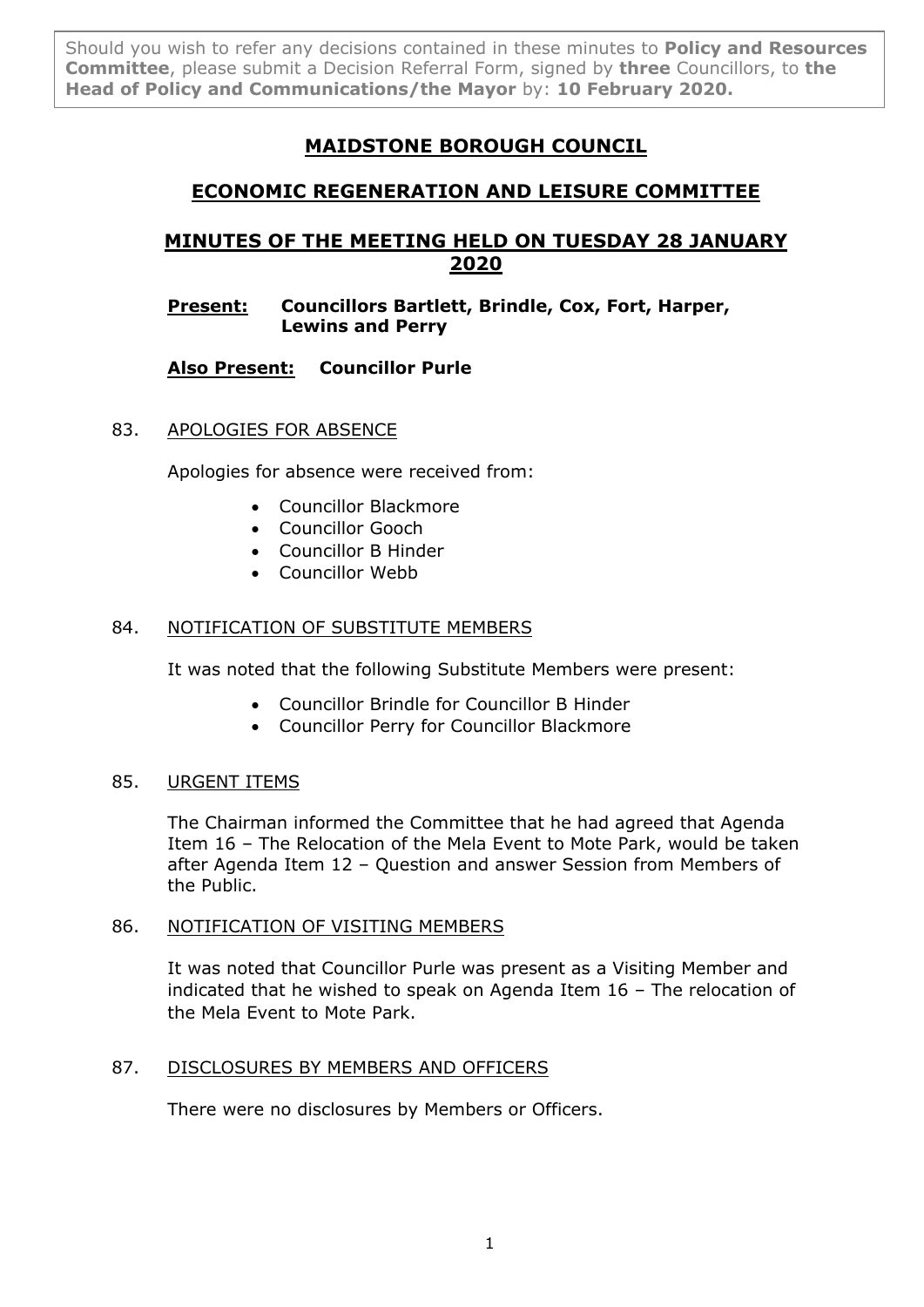Should you wish to refer any decisions contained in these minutes to **Policy and Resources Committee**, please submit a Decision Referral Form, signed by **three** Councillors, to **the Head of Policy and Communications/the Mayor** by: **10 February 2020.**

# MAIDSTONE BOROUGH COUNCIL

## ECONOMIC REGENERATION AND LEISURE COMMITTEE

## MINUTES OF THE MEETING HELD ON TUESDAY 28 JANUARY 2020

**Present:** **Councillors Bartlett, Brindle, Cox, Fort, Harper, Lewins and Perry**

**Also Present:** **Councillor Purle**

83. APOLOGIES FOR ABSENCE

Apologies for absence were received from:

- Councillor Blackmore
- Councillor Gooch
- Councillor B Hinder
- Councillor Webb

84. NOTIFICATION OF SUBSTITUTE MEMBERS

It was noted that the following Substitute Members were present:

- Councillor Brindle for Councillor B Hinder
- Councillor Perry for Councillor Blackmore

85. URGENT ITEMS

The Chairman informed the Committee that he had agreed that Agenda Item 16 – The Relocation of the Mela Event to Mote Park, would be taken after Agenda Item 12 – Question and answer Session from Members of the Public.

86. NOTIFICATION OF VISITING MEMBERS

It was noted that Councillor Purle was present as a Visiting Member and indicated that he wished to speak on Agenda Item 16 – The relocation of the Mela Event to Mote Park.

87. DISCLOSURES BY MEMBERS AND OFFICERS

There were no disclosures by Members or Officers.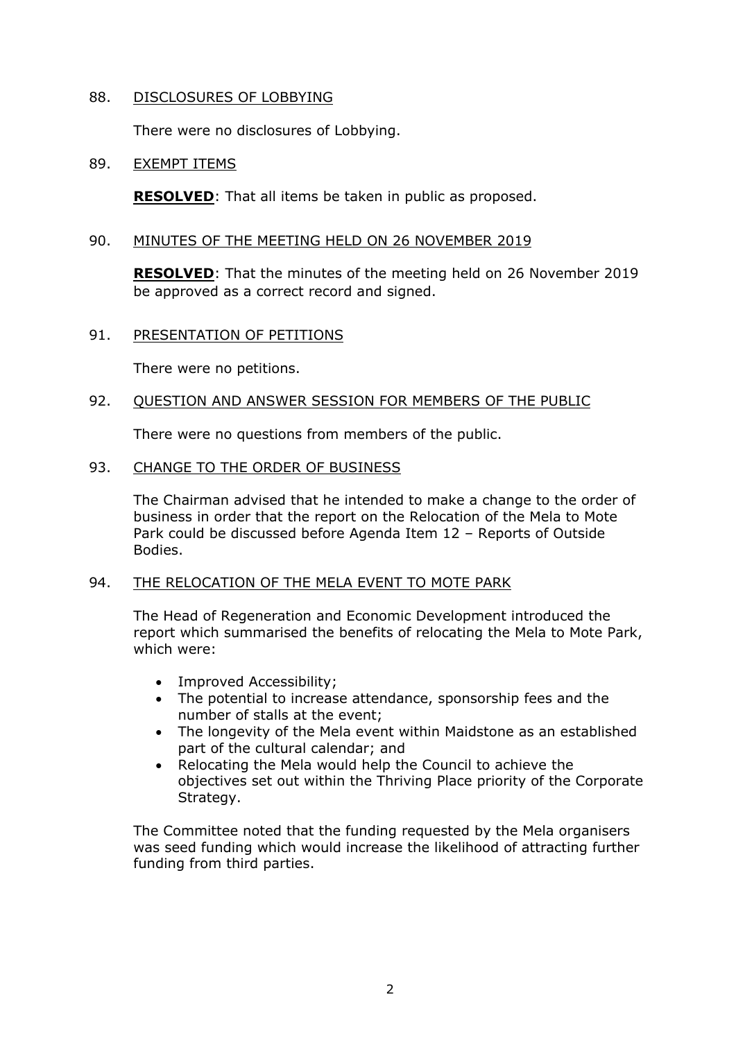88. DISCLOSURES OF LOBBYING

There were no disclosures of Lobbying.

89. EXEMPT ITEMS

**RESOLVED**: That all items be taken in public as proposed.

90. MINUTES OF THE MEETING HELD ON 26 NOVEMBER 2019

**RESOLVED**: That the minutes of the meeting held on 26 November 2019 be approved as a correct record and signed.

91. PRESENTATION OF PETITIONS

There were no petitions.

92. QUESTION AND ANSWER SESSION FOR MEMBERS OF THE PUBLIC

There were no questions from members of the public.

93. CHANGE TO THE ORDER OF BUSINESS

The Chairman advised that he intended to make a change to the order of business in order that the report on the Relocation of the Mela to Mote Park could be discussed before Agenda Item 12 – Reports of Outside Bodies.

94. THE RELOCATION OF THE MELA EVENT TO MOTE PARK

The Head of Regeneration and Economic Development introduced the report which summarised the benefits of relocating the Mela to Mote Park, which were:

- Improved Accessibility;
- The potential to increase attendance, sponsorship fees and the number of stalls at the event;
- The longevity of the Mela event within Maidstone as an established part of the cultural calendar; and
- Relocating the Mela would help the Council to achieve the objectives set out within the Thriving Place priority of the Corporate Strategy.

The Committee noted that the funding requested by the Mela organisers was seed funding which would increase the likelihood of attracting further funding from third parties.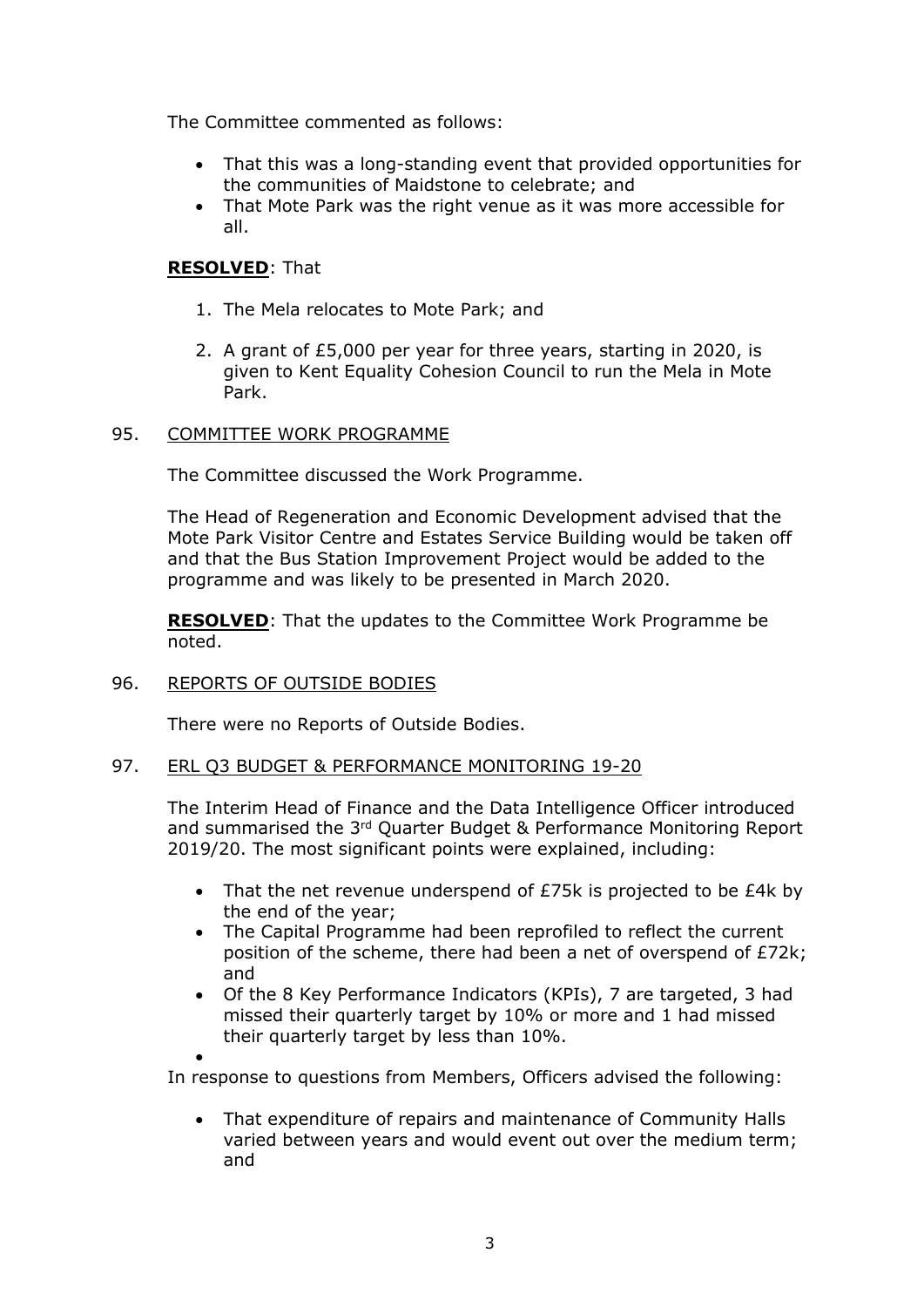The Committee commented as follows:

- That this was a long-standing event that provided opportunities for the communities of Maidstone to celebrate; and
- That Mote Park was the right venue as it was more accessible for all.

**RESOLVED**: That

1. The Mela relocates to Mote Park; and
2. A grant of £5,000 per year for three years, starting in 2020, is given to Kent Equality Cohesion Council to run the Mela in Mote Park.

95. COMMITTEE WORK PROGRAMME

The Committee discussed the Work Programme.

The Head of Regeneration and Economic Development advised that the Mote Park Visitor Centre and Estates Service Building would be taken off and that the Bus Station Improvement Project would be added to the programme and was likely to be presented in March 2020.

**RESOLVED**: That the updates to the Committee Work Programme be noted.

96. REPORTS OF OUTSIDE BODIES

There were no Reports of Outside Bodies.

97. ERL Q3 BUDGET & PERFORMANCE MONITORING 19-20

The Interim Head of Finance and the Data Intelligence Officer introduced and summarised the 3rd Quarter Budget & Performance Monitoring Report 2019/20. The most significant points were explained, including:

- That the net revenue underspend of £75k is projected to be £4k by the end of the year;
- The Capital Programme had been reprofiled to reflect the current position of the scheme, there had been a net of overspend of £72k; and
- Of the 8 Key Performance Indicators (KPIs), 7 are targeted, 3 had missed their quarterly target by 10% or more and 1 had missed their quarterly target by less than 10%.

In response to questions from Members, Officers advised the following:

- That expenditure of repairs and maintenance of Community Halls varied between years and would event out over the medium term; and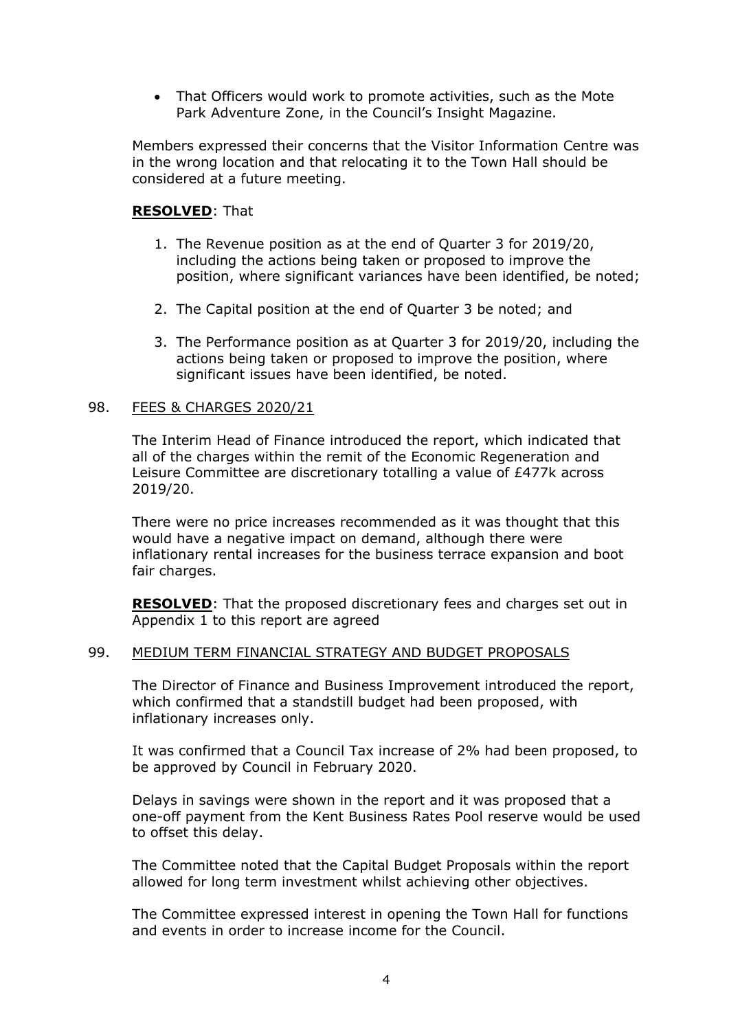- That Officers would work to promote activities, such as the Mote Park Adventure Zone, in the Council's Insight Magazine.

Members expressed their concerns that the Visitor Information Centre was in the wrong location and that relocating it to the Town Hall should be considered at a future meeting.

**RESOLVED**: That

1. The Revenue position as at the end of Quarter 3 for 2019/20, including the actions being taken or proposed to improve the position, where significant variances have been identified, be noted;
2. The Capital position at the end of Quarter 3 be noted; and
3. The Performance position as at Quarter 3 for 2019/20, including the actions being taken or proposed to improve the position, where significant issues have been identified, be noted.

98. FEES & CHARGES 2020/21

The Interim Head of Finance introduced the report, which indicated that all of the charges within the remit of the Economic Regeneration and Leisure Committee are discretionary totalling a value of £477k across 2019/20.

There were no price increases recommended as it was thought that this would have a negative impact on demand, although there were inflationary rental increases for the business terrace expansion and boot fair charges.

**RESOLVED**: That the proposed discretionary fees and charges set out in Appendix 1 to this report are agreed

99. MEDIUM TERM FINANCIAL STRATEGY AND BUDGET PROPOSALS

The Director of Finance and Business Improvement introduced the report, which confirmed that a standstill budget had been proposed, with inflationary increases only.

It was confirmed that a Council Tax increase of 2% had been proposed, to be approved by Council in February 2020.

Delays in savings were shown in the report and it was proposed that a one-off payment from the Kent Business Rates Pool reserve would be used to offset this delay.

The Committee noted that the Capital Budget Proposals within the report allowed for long term investment whilst achieving other objectives.

The Committee expressed interest in opening the Town Hall for functions and events in order to increase income for the Council.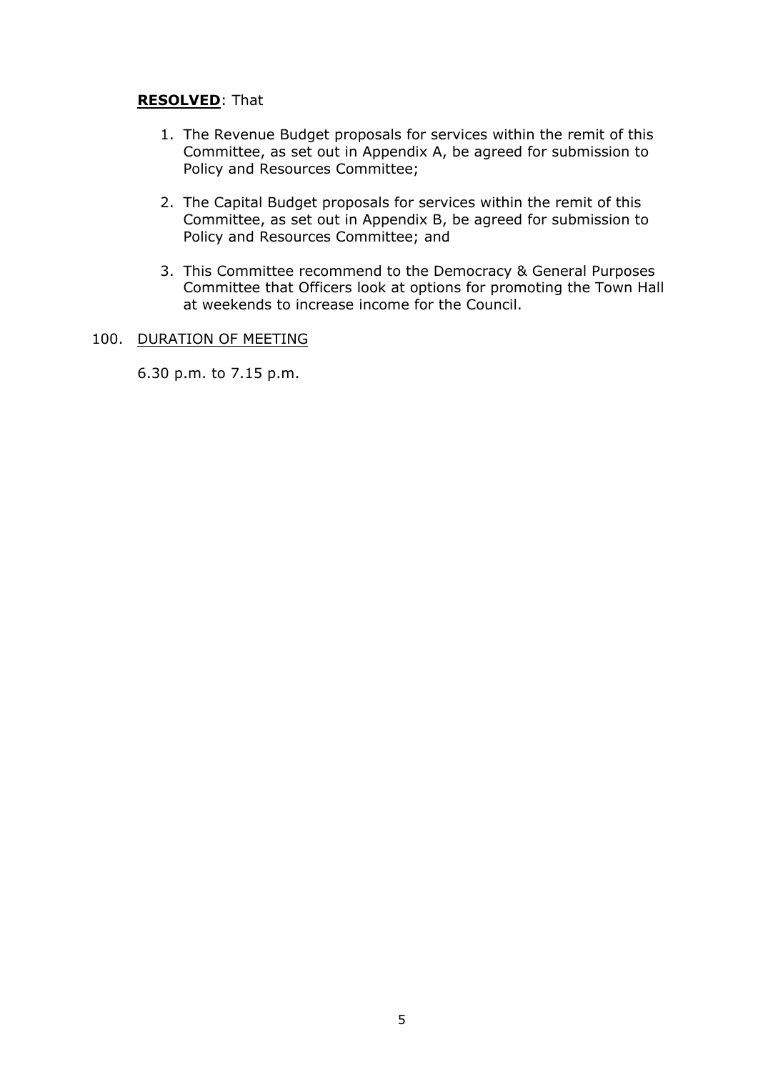**RESOLVED**: That

1. The Revenue Budget proposals for services within the remit of this Committee, as set out in Appendix A, be agreed for submission to Policy and Resources Committee;

2. The Capital Budget proposals for services within the remit of this Committee, as set out in Appendix B, be agreed for submission to Policy and Resources Committee; and

3. This Committee recommend to the Democracy & General Purposes Committee that Officers look at options for promoting the Town Hall at weekends to increase income for the Council.

100. DURATION OF MEETING

6.30 p.m. to 7.15 p.m.